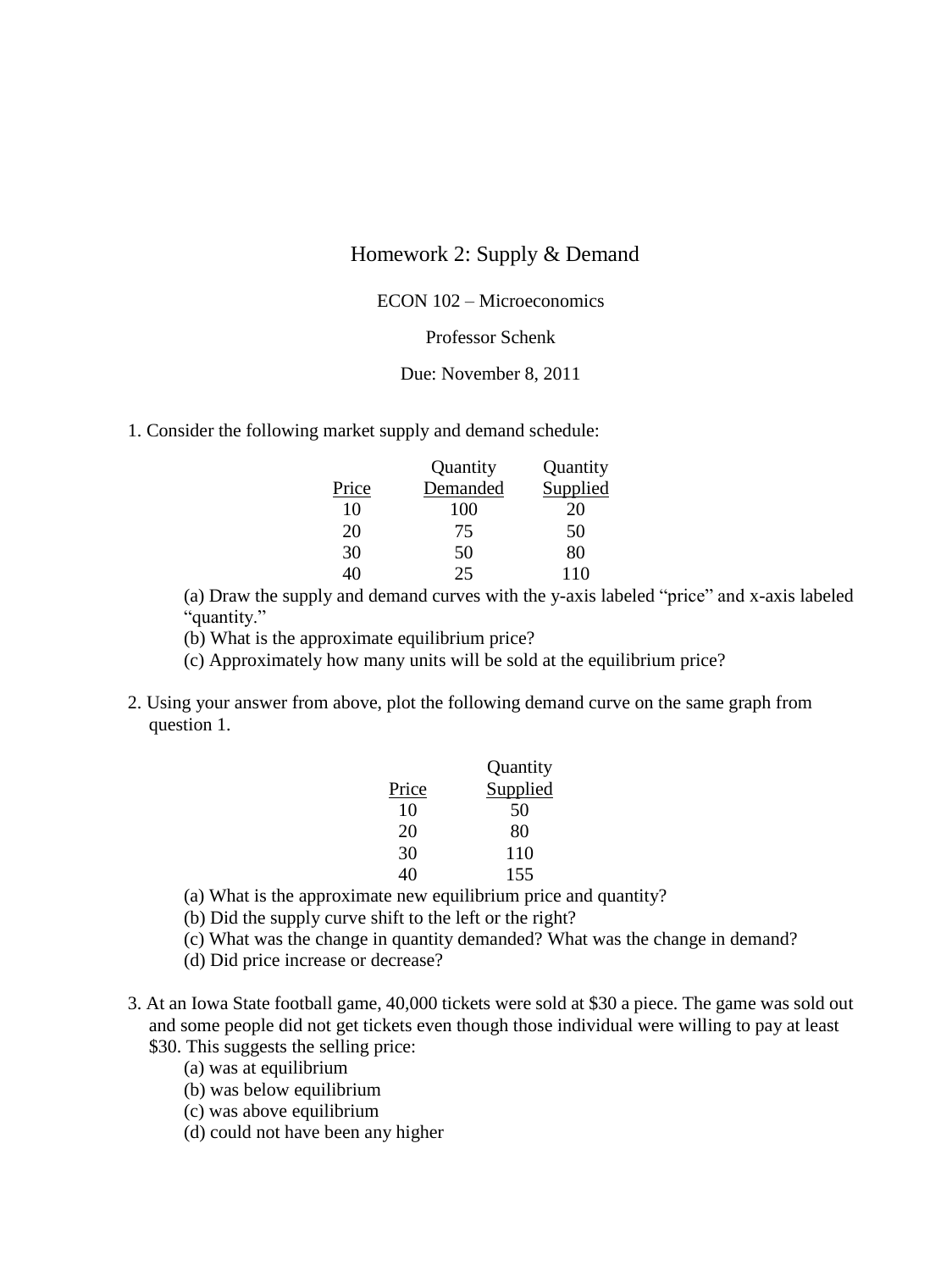# Homework 2: Supply & Demand

ECON 102 – Microeconomics

Professor Schenk

Due: November 8, 2011

1. Consider the following market supply and demand schedule:

| Price | Quantity Demanded | Quantity Supplied |
|---|---|---|
| 10 | 100 | 20 |
| 20 | 75 | 50 |
| 30 | 50 | 80 |
| 40 | 25 | 110 |

   (a) Draw the supply and demand curves with the y-axis labeled "price" and x-axis labeled "quantity."
   (b) What is the approximate equilibrium price?
   (c) Approximately how many units will be sold at the equilibrium price?

2. Using your answer from above, plot the following demand curve on the same graph from question 1.

| Price | Quantity Supplied |
|---|---|
| 10 | 50 |
| 20 | 80 |
| 30 | 110 |
| 40 | 155 |

   (a) What is the approximate new equilibrium price and quantity?
   (b) Did the supply curve shift to the left or the right?
   (c) What was the change in quantity demanded? What was the change in demand?
   (d) Did price increase or decrease?

3. At an Iowa State football game, 40,000 tickets were sold at $30 a piece. The game was sold out and some people did not get tickets even though those individual were willing to pay at least $30. This suggests the selling price:
   (a) was at equilibrium
   (b) was below equilibrium
   (c) was above equilibrium
   (d) could not have been any higher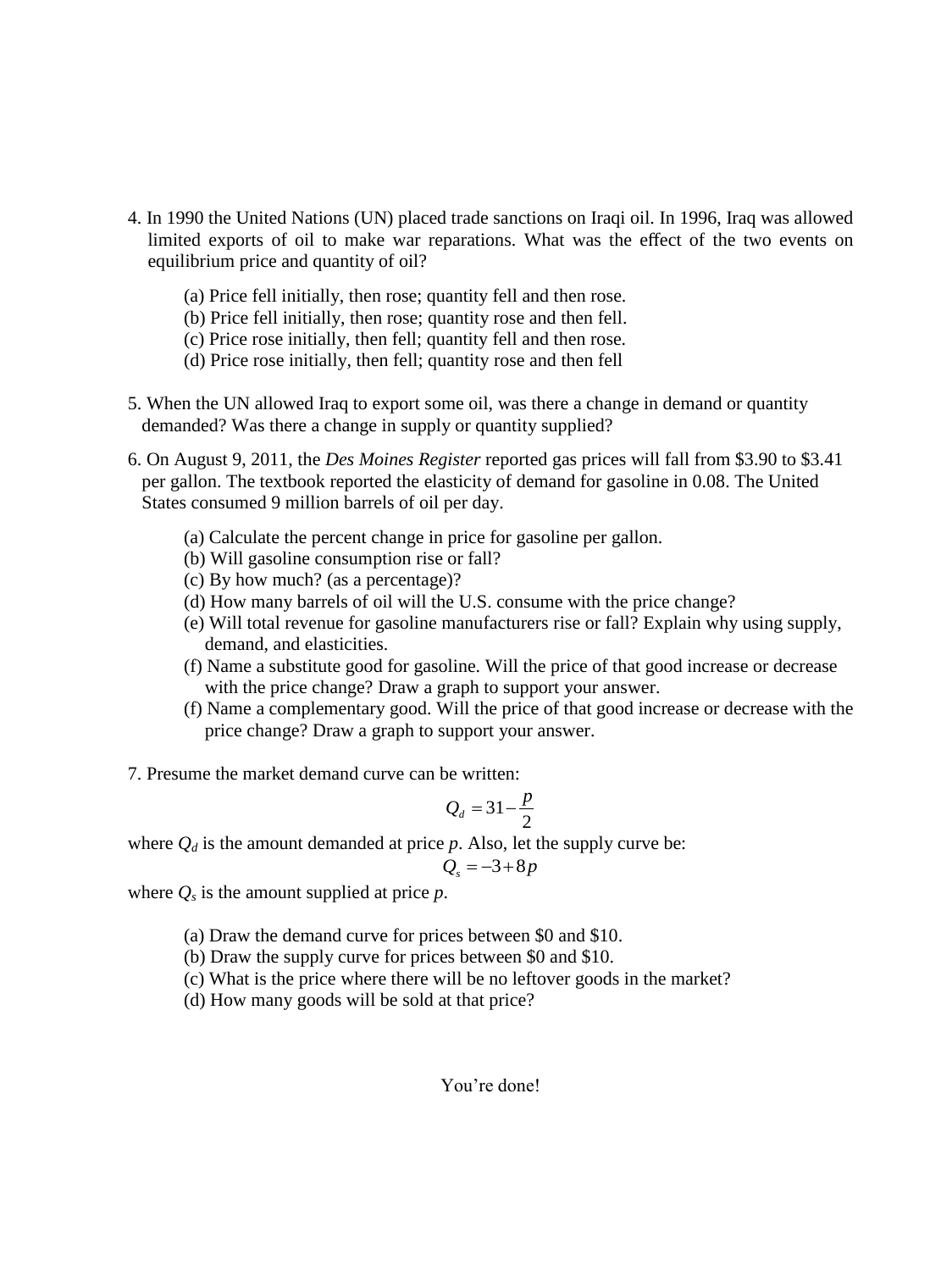4. In 1990 the United Nations (UN) placed trade sanctions on Iraqi oil. In 1996, Iraq was allowed limited exports of oil to make war reparations. What was the effect of the two events on equilibrium price and quantity of oil?

   (a) Price fell initially, then rose; quantity fell and then rose.
   (b) Price fell initially, then rose; quantity rose and then fell.
   (c) Price rose initially, then fell; quantity fell and then rose.
   (d) Price rose initially, then fell; quantity rose and then fell

5. When the UN allowed Iraq to export some oil, was there a change in demand or quantity demanded? Was there a change in supply or quantity supplied?

6. On August 9, 2011, the *Des Moines Register* reported gas prices will fall from $3.90 to $3.41 per gallon. The textbook reported the elasticity of demand for gasoline in 0.08. The United States consumed 9 million barrels of oil per day.

   (a) Calculate the percent change in price for gasoline per gallon.
   (b) Will gasoline consumption rise or fall?
   (c) By how much? (as a percentage)?
   (d) How many barrels of oil will the U.S. consume with the price change?
   (e) Will total revenue for gasoline manufacturers rise or fall? Explain why using supply, demand, and elasticities.
   (f) Name a substitute good for gasoline. Will the price of that good increase or decrease with the price change? Draw a graph to support your answer.
   (f) Name a complementary good. Will the price of that good increase or decrease with the price change? Draw a graph to support your answer.

7. Presume the market demand curve can be written:

$$Q_d = 31 - \frac{p}{2}$$

where $Q_d$ is the amount demanded at price $p$. Also, let the supply curve be:

$$Q_s = -3 + 8p$$

where $Q_s$ is the amount supplied at price $p$.

   (a) Draw the demand curve for prices between $0 and $10.
   (b) Draw the supply curve for prices between $0 and $10.
   (c) What is the price where there will be no leftover goods in the market?
   (d) How many goods will be sold at that price?

You're done!